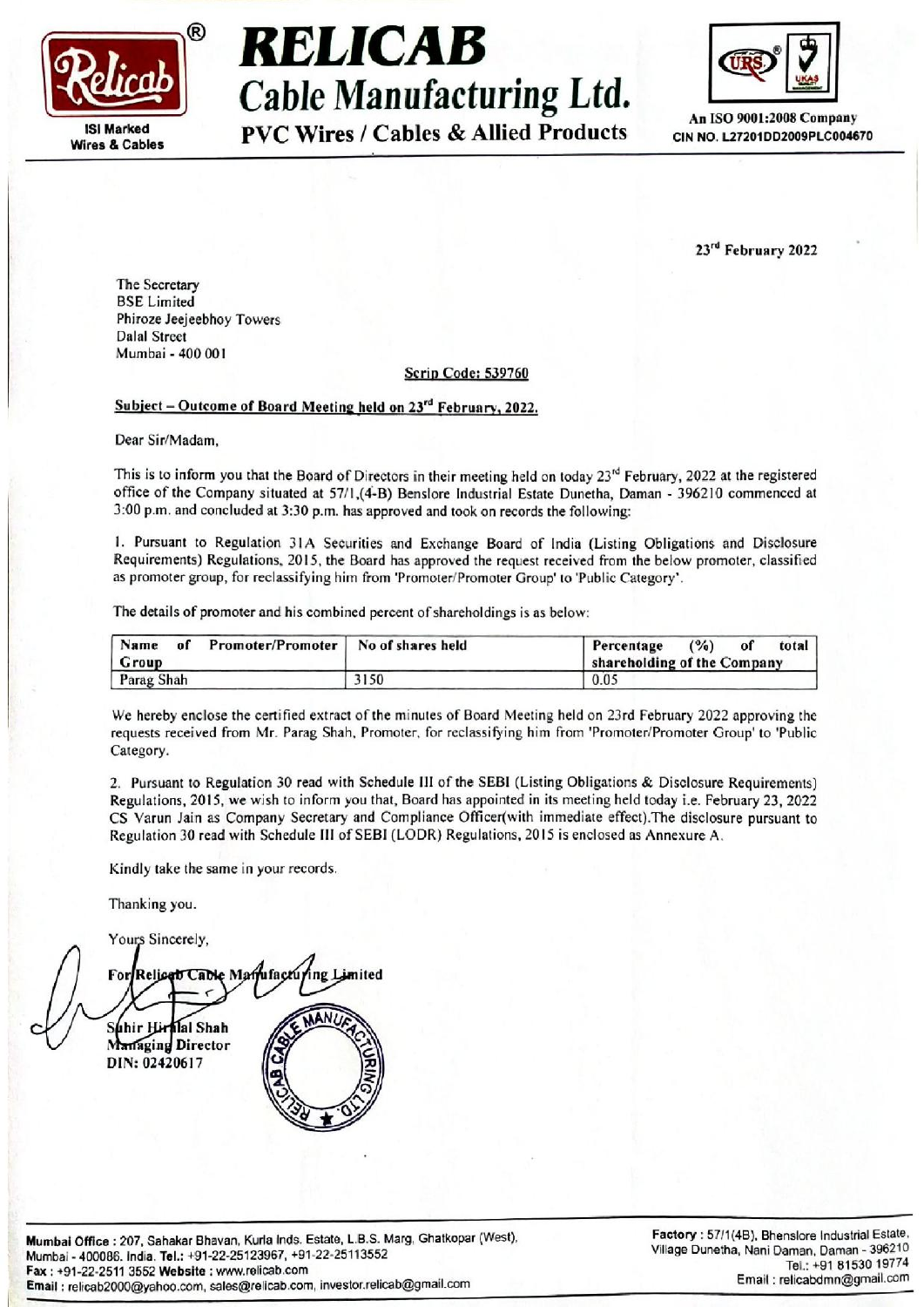# RELICAB

## Cable Manufacturing Ltd.

**PVC Wires / Cables & Allied Products**

ISI Marked Wires & Cables

An ISO 9001:2008 Company
CIN NO. L27201DD2009PLC004670

23rd February 2022

The Secretary
BSE Limited
Phiroze Jeejeebhoy Towers
Dalal Street
Mumbai - 400 001

**Scrip Code: 539760**

**Subject – Outcome of Board Meeting held on 23rd February, 2022.**

Dear Sir/Madam,

This is to inform you that the Board of Directors in their meeting held on today 23rd February, 2022 at the registered office of the Company situated at 57/1,(4-B) Benslore Industrial Estate Dunetha, Daman - 396210 commenced at 3:00 p.m. and concluded at 3:30 p.m. has approved and took on records the following:

1. Pursuant to Regulation 31A Securities and Exchange Board of India (Listing Obligations and Disclosure Requirements) Regulations, 2015, the Board has approved the request received from the below promoter, classified as promoter group, for reclassifying him from 'Promoter/Promoter Group' to 'Public Category'.

The details of promoter and his combined percent of shareholdings is as below:

| Name of Promoter/Promoter Group | No of shares held | Percentage (%) of total shareholding of the Company |
|---|---|---|
| Parag Shah | 3150 | 0.05 |

We hereby enclose the certified extract of the minutes of Board Meeting held on 23rd February 2022 approving the requests received from Mr. Parag Shah, Promoter, for reclassifying him from 'Promoter/Promoter Group' to 'Public Category.

2. Pursuant to Regulation 30 read with Schedule III of the SEBI (Listing Obligations & Disclosure Requirements) Regulations, 2015, we wish to inform you that, Board has appointed in its meeting held today i.e. February 23, 2022 CS Varun Jain as Company Secretary and Compliance Officer(with immediate effect).The disclosure pursuant to Regulation 30 read with Schedule III of SEBI (LODR) Regulations, 2015 is enclosed as Annexure A.

Kindly take the same in your records.

Thanking you.

Yours Sincerely,

For Relicab Cable Manufacturing Limited

Suhir Hiralal Shah
Managing Director
DIN: 02420617

**Mumbai Office** : 207, Sahakar Bhavan, Kurla Inds. Estate, L.B.S. Marg, Ghatkopar (West), Mumbai - 400086. India. **Tel.:** +91-22-25123967, +91-22-25113552
**Fax** : +91-22-2511 3552 **Website** : www.relicab.com
**Email** : relicab2000@yahoo.com, sales@relicab.com, investor.relicab@gmail.com

**Factory** : 57/1(4B), Bhenslore Industrial Estate, Village Dunetha, Nani Daman, Daman - 396210
Tel.: +91 81530 19774
Email : relicabdmn@gmail.com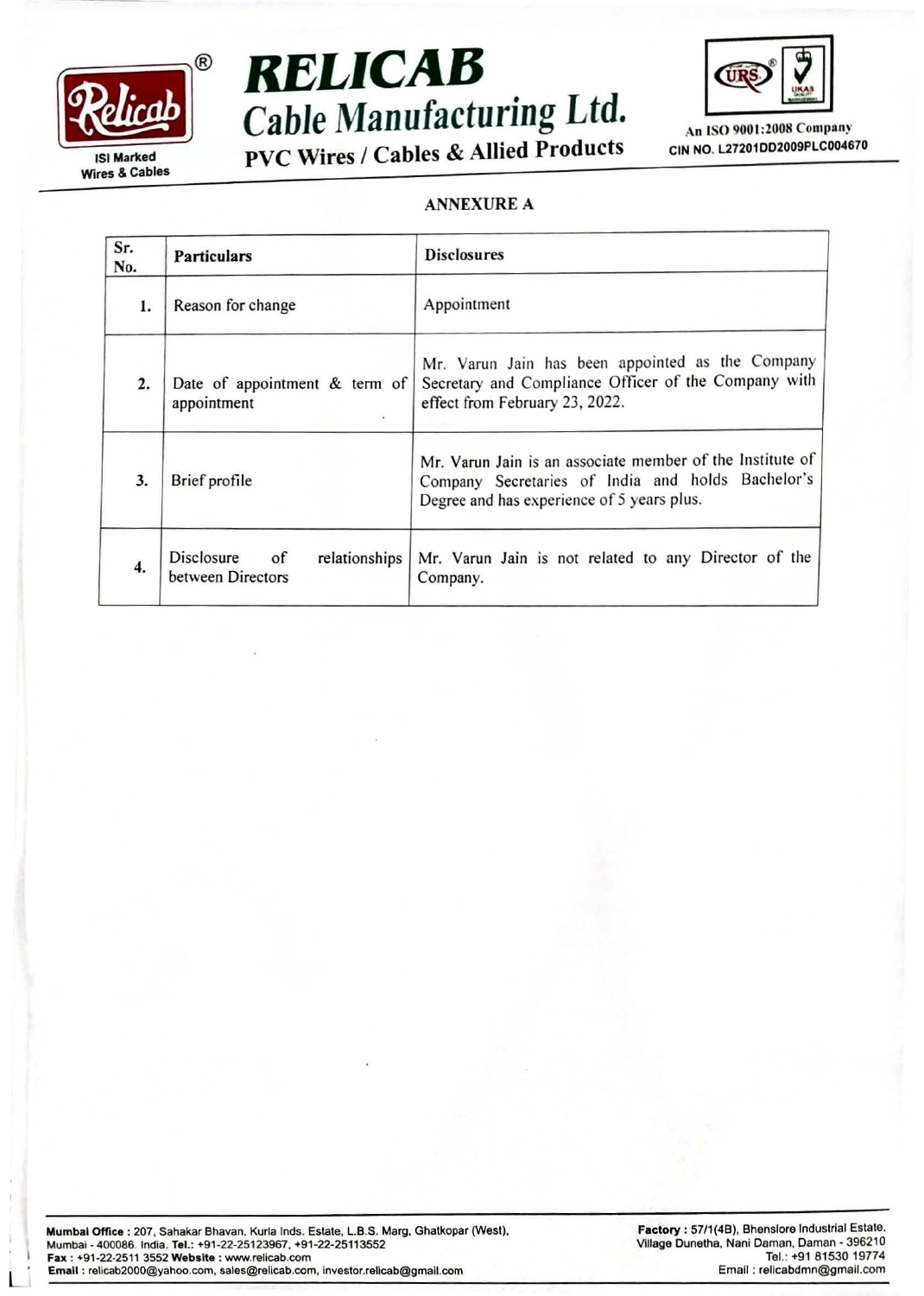# RELICAB Cable Manufacturing Ltd.

PVC Wires / Cables & Allied Products

ISI Marked Wires & Cables

An ISO 9001:2008 Company
CIN NO. L27201DD2009PLC004670

## ANNEXURE A

| Sr. No. | Particulars | Disclosures |
|---|---|---|
| 1. | Reason for change | Appointment |
| 2. | Date of appointment & term of appointment | Mr. Varun Jain has been appointed as the Company Secretary and Compliance Officer of the Company with effect from February 23, 2022. |
| 3. | Brief profile | Mr. Varun Jain is an associate member of the Institute of Company Secretaries of India and holds Bachelor's Degree and has experience of 5 years plus. |
| 4. | Disclosure of relationships between Directors | Mr. Varun Jain is not related to any Director of the Company. |

**Mumbai Office :** 207, Sahakar Bhavan, Kurla Inds. Estate, L.B.S. Marg, Ghatkopar (West), Mumbai - 400086. India. **Tel.:** +91-22-25123967, +91-22-25113552
**Fax :** +91-22-2511 3552 **Website :** www.relicab.com
**Email :** relicab2000@yahoo.com, sales@relicab.com, investor.relicab@gmail.com

**Factory :** 57/1(4B), Bhenslore Industrial Estate, Village Dunetha, Nani Daman, Daman - 396210
Tel.: +91 81530 19774
Email : relicabdmn@gmail.com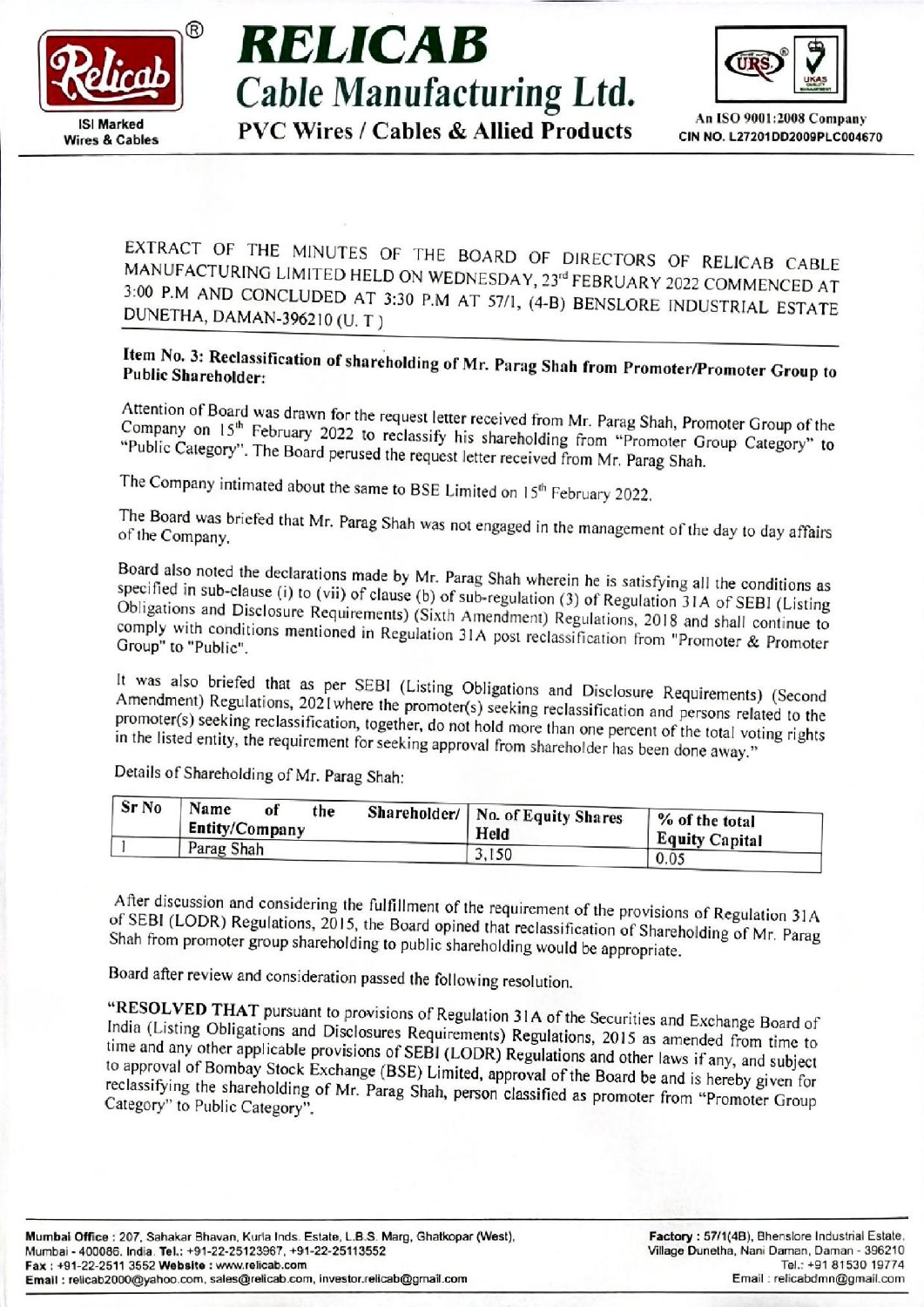EXTRACT OF THE MINUTES OF THE BOARD OF DIRECTORS OF RELICAB CABLE MANUFACTURING LIMITED HELD ON WEDNESDAY, 23rd FEBRUARY 2022 COMMENCED AT 3:00 P.M AND CONCLUDED AT 3:30 P.M AT 57/1, (4-B) BENSLORE INDUSTRIAL ESTATE DUNETHA, DAMAN-396210 (U. T)

**Item No. 3: Reclassification of shareholding of Mr. Parag Shah from Promoter/Promoter Group to Public Shareholder:**

Attention of Board was drawn for the request letter received from Mr. Parag Shah, Promoter Group of the Company on 15th February 2022 to reclassify his shareholding from "Promoter Group Category" to "Public Category". The Board perused the request letter received from Mr. Parag Shah.

The Company intimated about the same to BSE Limited on 15th February 2022.

The Board was briefed that Mr. Parag Shah was not engaged in the management of the day to day affairs of the Company.

Board also noted the declarations made by Mr. Parag Shah wherein he is satisfying all the conditions as specified in sub-clause (i) to (vii) of clause (b) of sub-regulation (3) of Regulation 31A of SEBI (Listing Obligations and Disclosure Requirements) (Sixth Amendment) Regulations, 2018 and shall continue to comply with conditions mentioned in Regulation 31A post reclassification from "Promoter & Promoter Group" to "Public".

It was also briefed that as per SEBI (Listing Obligations and Disclosure Requirements) (Second Amendment) Regulations, 2021where the promoter(s) seeking reclassification and persons related to the promoter(s) seeking reclassification, together, do not hold more than one percent of the total voting rights in the listed entity, the requirement for seeking approval from shareholder has been done away."

Details of Shareholding of Mr. Parag Shah:

| Sr No | Name of the Shareholder/ Entity/Company | No. of Equity Shares Held | % of the total Equity Capital |
|---|---|---|---|
| 1 | Parag Shah | 3,150 | 0.05 |

After discussion and considering the fulfillment of the requirement of the provisions of Regulation 31A of SEBI (LODR) Regulations, 2015, the Board opined that reclassification of Shareholding of Mr. Parag Shah from promoter group shareholding to public shareholding would be appropriate.

Board after review and consideration passed the following resolution.

**"RESOLVED THAT** pursuant to provisions of Regulation 31A of the Securities and Exchange Board of India (Listing Obligations and Disclosures Requirements) Regulations, 2015 as amended from time to time and any other applicable provisions of SEBI (LODR) Regulations and other laws if any, and subject to approval of Bombay Stock Exchange (BSE) Limited, approval of the Board be and is hereby given for reclassifying the shareholding of Mr. Parag Shah, person classified as promoter from "Promoter Group Category" to Public Category".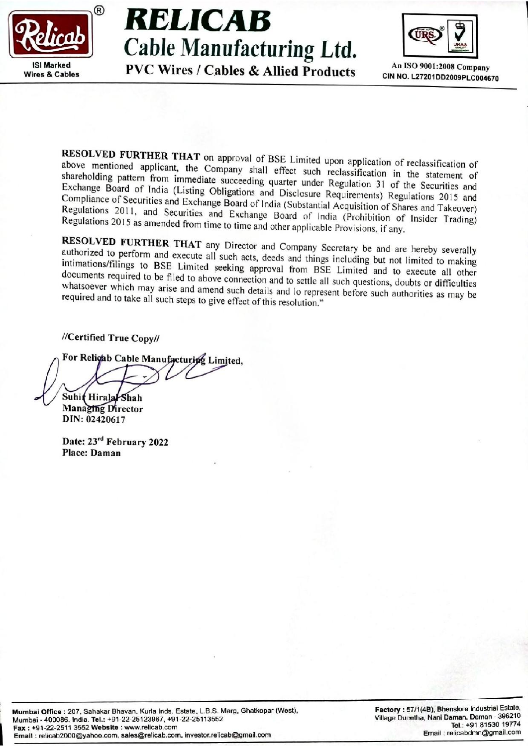**RESOLVED FURTHER THAT** on approval of BSE Limited upon application of reclassification of above mentioned applicant, the Company shall effect such reclassification in the statement of shareholding pattern from immediate succeeding quarter under Regulation 31 of the Securities and Exchange Board of India (Listing Obligations and Disclosure Requirements) Regulations 2015 and Compliance of Securities and Exchange Board of India (Substantial Acquisition of Shares and Takeover) Regulations 2011, and Securities and Exchange Board of India (Prohibition of Insider Trading) Regulations 2015 as amended from time to time and other applicable Provisions, if any.

**RESOLVED FURTHER THAT** any Director and Company Secretary be and are hereby severally authorized to perform and execute all such acts, deeds and things including but not limited to making intimations/filings to BSE Limited seeking approval from BSE Limited and to execute all other documents required to be filed to above connection and to settle all such questions, doubts or difficulties whatsoever which may arise and amend such details and lo represent before such authorities as may be required and to take all such steps to give effect of this resolution."

**//Certified True Copy//**

**For Relicab Cable Manufacturing Limited,**

**Suhir Hiralal Shah**
**Managing Director**
**DIN: 02420617**

**Date: 23rd February 2022**
**Place: Daman**